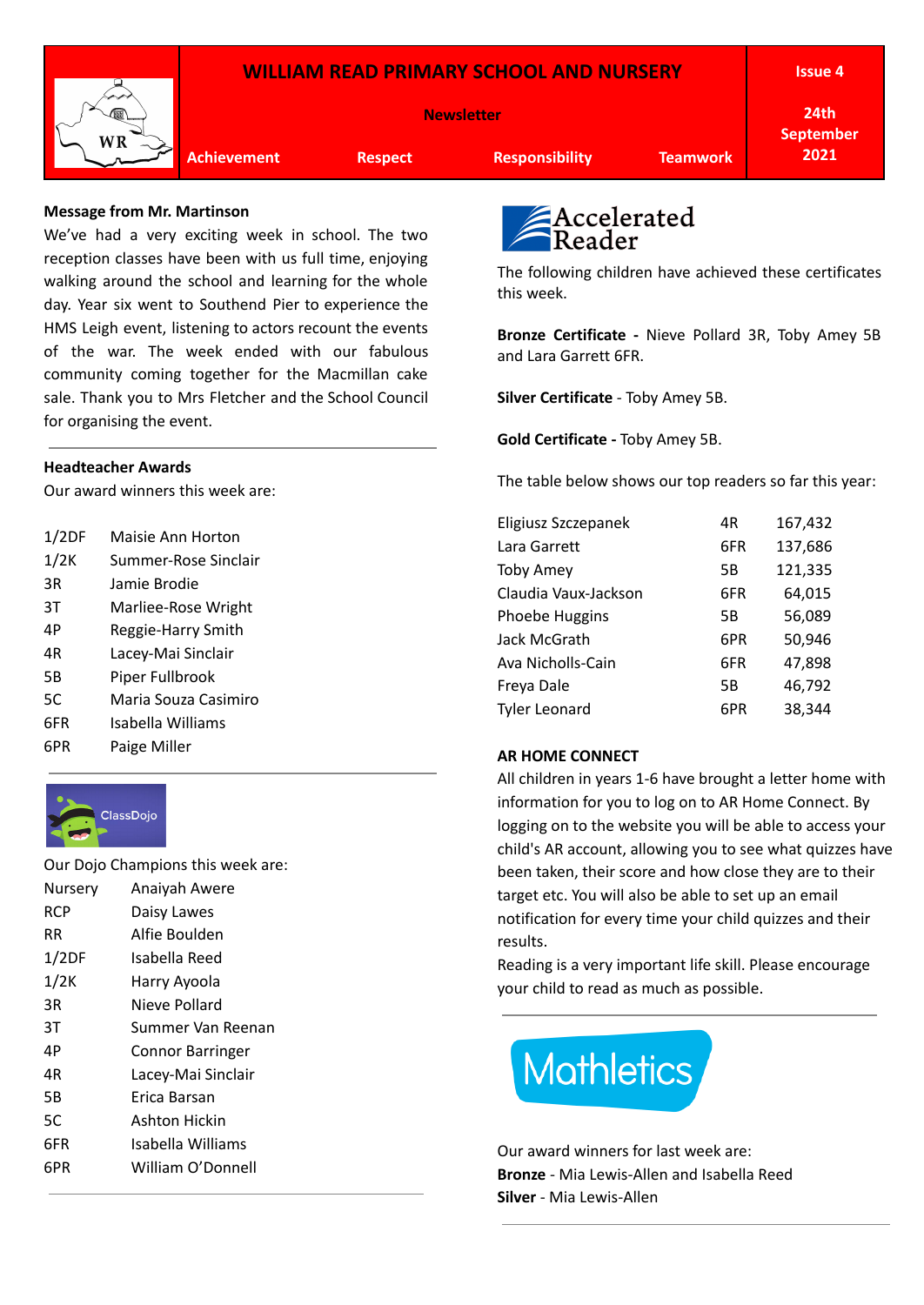# WILLIAM READ PRIMARY SCHOOL AND NURSERY

**Newsletter**

**Issue 4**

**24th September 2021**

**Achievement** | **Respect** | **Responsibility** | **Teamwork**

## Message from Mr. Martinson

We've had a very exciting week in school. The two reception classes have been with us full time, enjoying walking around the school and learning for the whole day. Year six went to Southend Pier to experience the HMS Leigh event, listening to actors recount the events of the war. The week ended with our fabulous community coming together for the Macmillan cake sale. Thank you to Mrs Fletcher and the School Council for organising the event.

## Headteacher Awards

Our award winners this week are:

| Class | Name |
|---|---|
| 1/2DF | Maisie Ann Horton |
| 1/2K | Summer-Rose Sinclair |
| 3R | Jamie Brodie |
| 3T | Marliee-Rose Wright |
| 4P | Reggie-Harry Smith |
| 4R | Lacey-Mai Sinclair |
| 5B | Piper Fullbrook |
| 5C | Maria Souza Casimiro |
| 6FR | Isabella Williams |
| 6PR | Paige Miller |

## ClassDojo

Our Dojo Champions this week are:

| Class | Name |
|---|---|
| Nursery | Anaiyah Awere |
| RCP | Daisy Lawes |
| RR | Alfie Boulden |
| 1/2DF | Isabella Reed |
| 1/2K | Harry Ayoola |
| 3R | Nieve Pollard |
| 3T | Summer Van Reenan |
| 4P | Connor Barringer |
| 4R | Lacey-Mai Sinclair |
| 5B | Erica Barsan |
| 5C | Ashton Hickin |
| 6FR | Isabella Williams |
| 6PR | William O'Donnell |

## Accelerated Reader

The following children have achieved these certificates this week.

**Bronze Certificate -** Nieve Pollard 3R, Toby Amey 5B and Lara Garrett 6FR.

**Silver Certificate** - Toby Amey 5B.

**Gold Certificate -** Toby Amey 5B.

The table below shows our top readers so far this year:

| Name | Class | Words |
|---|---|---|
| Eligiusz Szczepanek | 4R | 167,432 |
| Lara Garrett | 6FR | 137,686 |
| Toby Amey | 5B | 121,335 |
| Claudia Vaux-Jackson | 6FR | 64,015 |
| Phoebe Huggins | 5B | 56,089 |
| Jack McGrath | 6PR | 50,946 |
| Ava Nicholls-Cain | 6FR | 47,898 |
| Freya Dale | 5B | 46,792 |
| Tyler Leonard | 6PR | 38,344 |

## AR HOME CONNECT

All children in years 1-6 have brought a letter home with information for you to log on to AR Home Connect. By logging on to the website you will be able to access your child's AR account, allowing you to see what quizzes have been taken, their score and how close they are to their target etc. You will also be able to set up an email notification for every time your child quizzes and their results.

Reading is a very important life skill. Please encourage your child to read as much as possible.

## Mathletics

Our award winners for last week are:

**Bronze** - Mia Lewis-Allen and Isabella Reed

**Silver** - Mia Lewis-Allen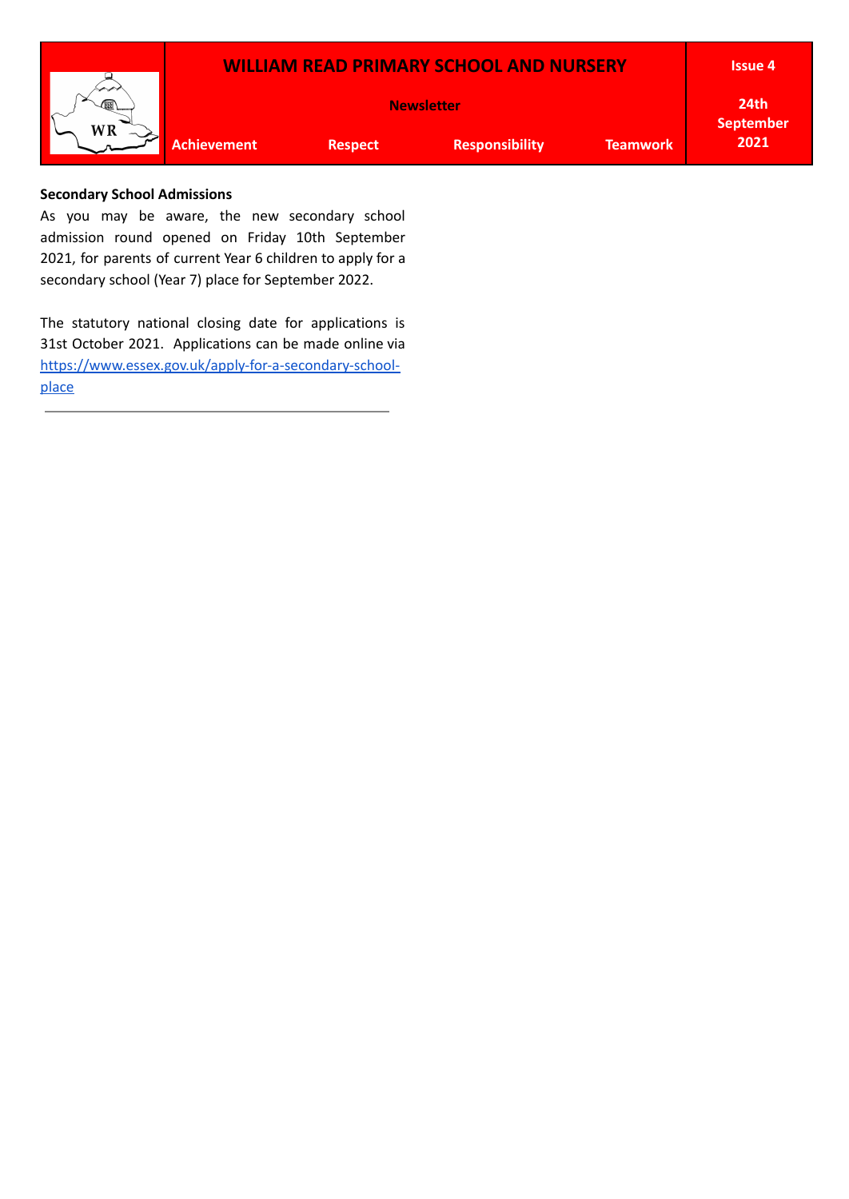| | WILLIAM READ PRIMARY SCHOOL AND NURSERY | | | | Issue 4 |
|---|---|---|---|---|---|
| WR | Newsletter | | | | 24th September 2021 |
| | Achievement | Respect | Responsibility | Teamwork | |

**Secondary School Admissions**

As you may be aware, the new secondary school admission round opened on Friday 10th September 2021, for parents of current Year 6 children to apply for a secondary school (Year 7) place for September 2022.

The statutory national closing date for applications is 31st October 2021. Applications can be made online via https://www.essex.gov.uk/apply-for-a-secondary-school-place

---